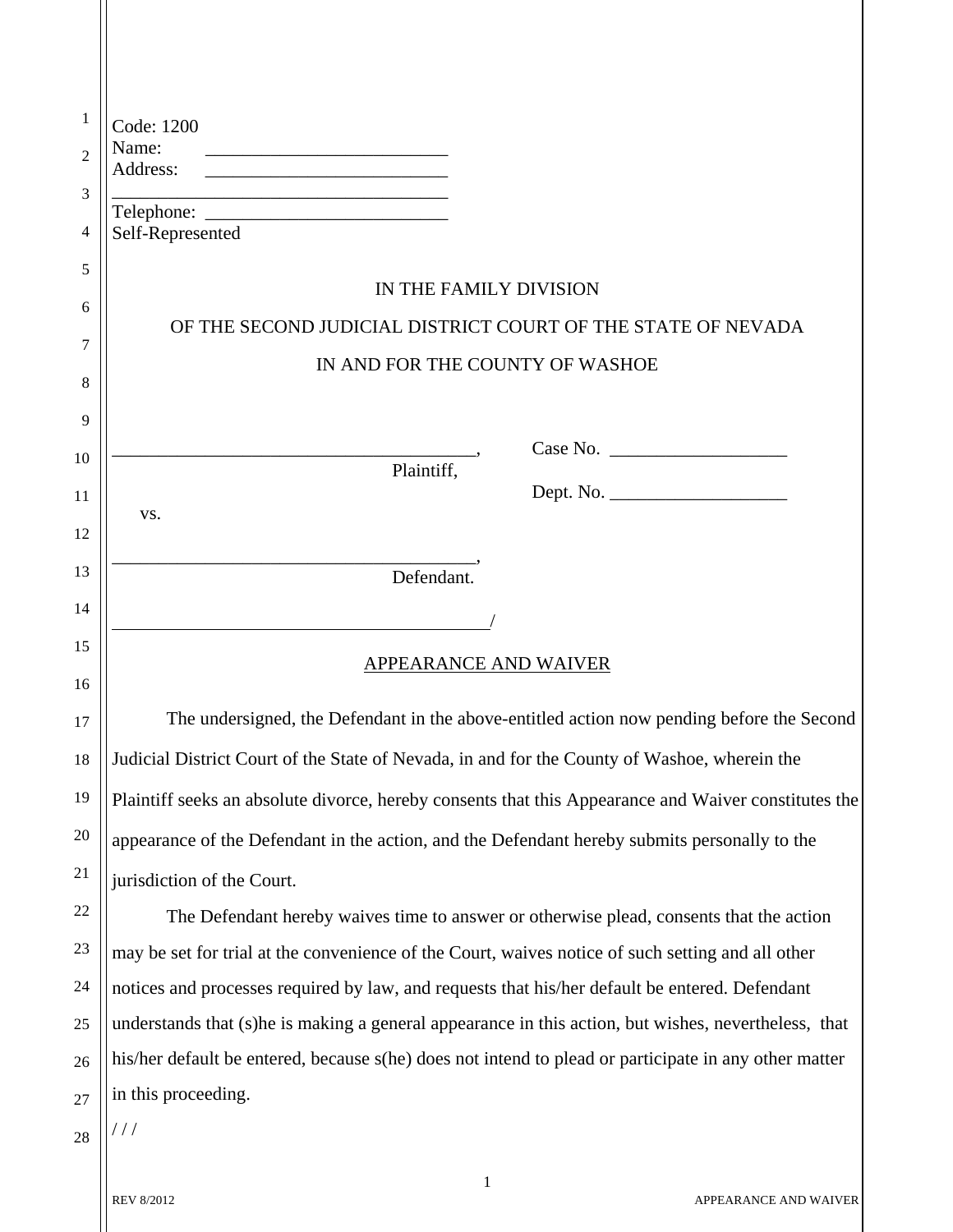Code: 1200
Name: _________________________
Address: _________________________
_____________________________________
Telephone: _________________________
Self-Represented

IN THE FAMILY DIVISION

OF THE SECOND JUDICIAL DISTRICT COURT OF THE STATE OF NEVADA

IN AND FOR THE COUNTY OF WASHOE

_______________________________________, Plaintiff,

vs.

_______________________________________, Defendant.

_________________________________________/

Case No. ___________________

Dept. No. ___________________

APPEARANCE AND WAIVER

The undersigned, the Defendant in the above-entitled action now pending before the Second Judicial District Court of the State of Nevada, in and for the County of Washoe, wherein the Plaintiff seeks an absolute divorce, hereby consents that this Appearance and Waiver constitutes the appearance of the Defendant in the action, and the Defendant hereby submits personally to the jurisdiction of the Court.

The Defendant hereby waives time to answer or otherwise plead, consents that the action may be set for trial at the convenience of the Court, waives notice of such setting and all other notices and processes required by law, and requests that his/her default be entered. Defendant understands that (s)he is making a general appearance in this action, but wishes, nevertheless, that his/her default be entered, because s(he) does not intend to plead or participate in any other matter in this proceeding.

/ / /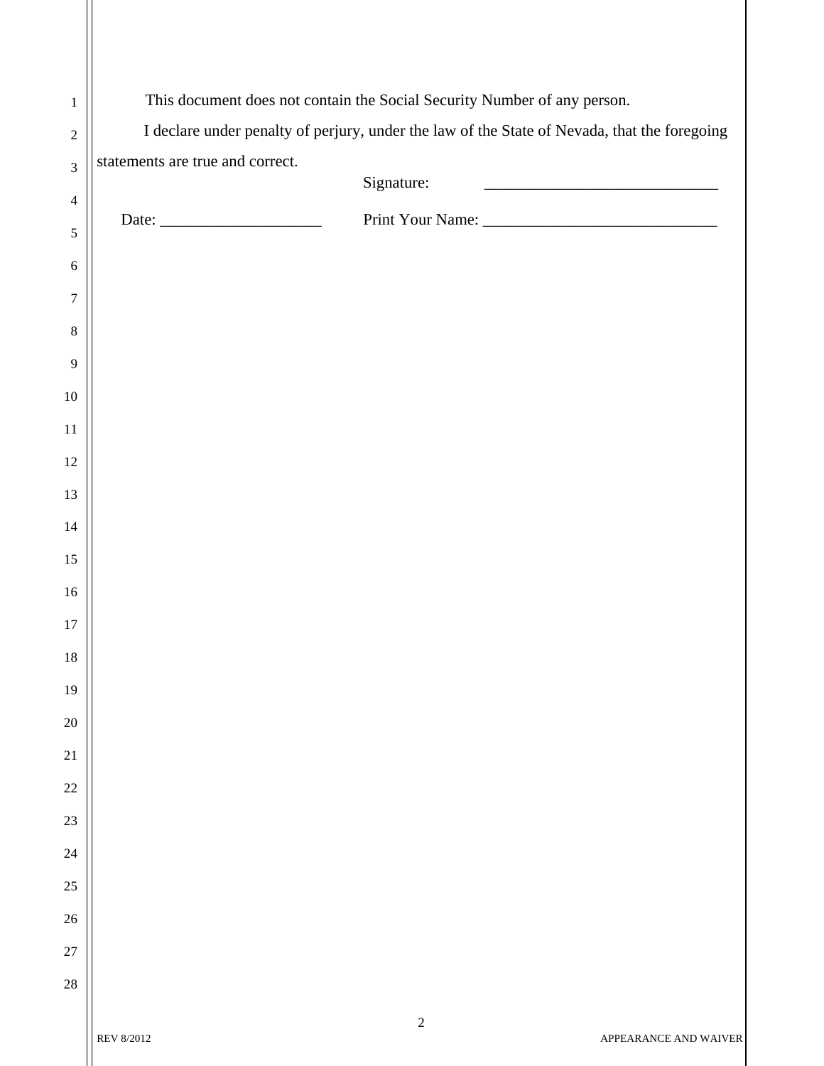This document does not contain the Social Security Number of any person.

I declare under penalty of perjury, under the law of the State of Nevada, that the foregoing statements are true and correct.

Signature: ____________________________

Date: ____________________ Print Your Name: ____________________________